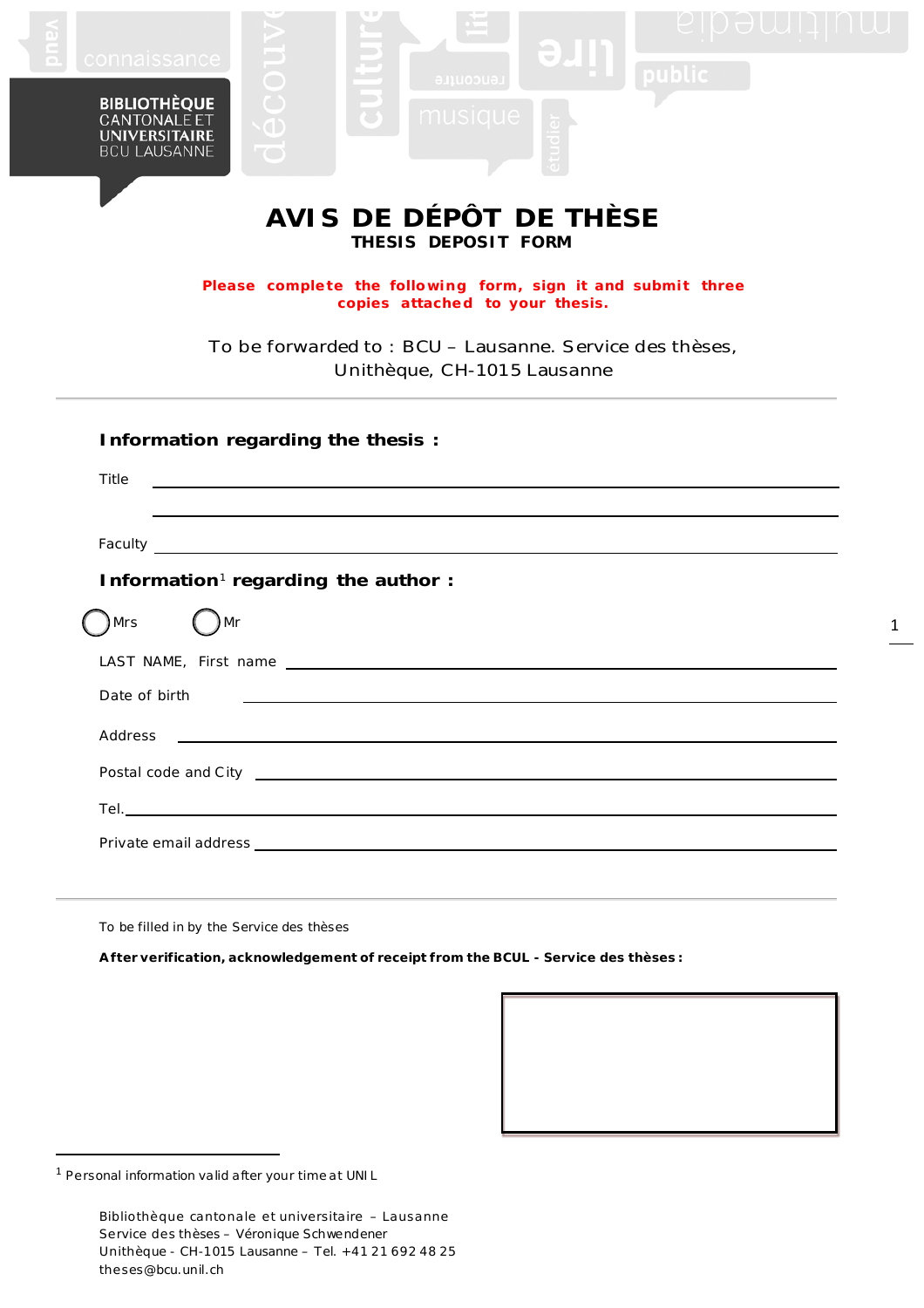BIBLIOTHÈQUE CANTONALE ET UNIVERSITAIRE BCU LAUSANNE

# AVIS DE DÉPÔT DE THÈSE

## THESIS DEPOSIT FORM

**Please complete the following form, sign it and submit three copies attached to your thesis.**

To be forwarded to : BCU – Lausanne. Service des thèses, Unithèque, CH-1015 Lausanne

---

### Information regarding the thesis :

Title ______________________________________________

______________________________________________

Faculty ______________________________________________

### Information[1] regarding the author :

◯ Mrs ◯ Mr

LAST NAME, First name ______________________________________________

Date of birth ______________________________________________

Address ______________________________________________

Postal code and City ______________________________________________

Tel. ______________________________________________

Private email address ______________________________________________

---

To be filled in by the Service des thèses

**After verification, acknowledgement of receipt from the BCUL - Service des thèses :**

[1] Personal information valid after your time at UNIL

Bibliothèque cantonale et universitaire – Lausanne
Service des thèses – Véronique Schwendener
Unithèque - CH-1015 Lausanne – Tel. +41 21 692 48 25
theses@bcu.unil.ch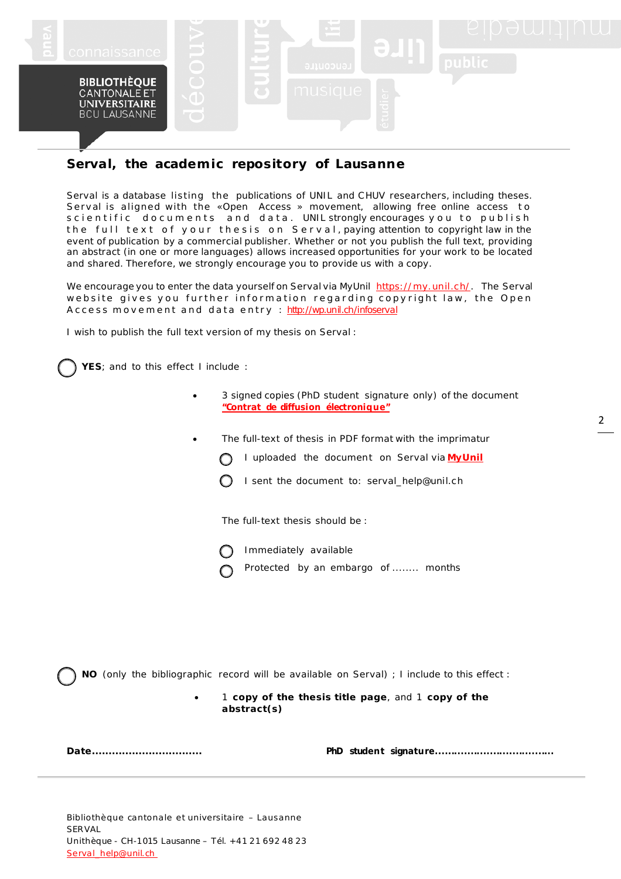BIBLIOTHÈQUE CANTONALE ET UNIVERSITAIRE BCU LAUSANNE

## Serval, the academic repository of Lausanne

Serval is a database listing the publications of UNIL and CHUV researchers, including theses. Serval is aligned with the «Open Access » movement, allowing free online access to scientific documents and data. UNIL strongly encourages you to publish the full text of your thesis on Serval, paying attention to copyright law in the event of publication by a commercial publisher. Whether or not you publish the full text, providing an abstract (in one or more languages) allows increased opportunities for your work to be located and shared. Therefore, we strongly encourage you to provide us with a copy.

We encourage you to enter the data yourself on Serval via MyUnil https://my.unil.ch/. The Serval website gives you further information regarding copyright law, the Open Access movement and data entry : http://wp.unil.ch/infoserval

I wish to publish the full text version of my thesis on Serval :

◯ **YES**; and to this effect I include :

- 3 signed copies (PhD student signature only) of the document **"Contrat de diffusion électronique"**
- The full-text of thesis in PDF format with the imprimatur
  - ◯ I uploaded the document on Serval via **MyUnil**
  - ◯ I sent the document to: serval_help@unil.ch

  The full-text thesis should be :

  - ◯ Immediately available
  - ◯ Protected by an embargo of ........ months

◯ **NO** (only the bibliographic record will be available on Serval) ; I include to this effect :

- 1 **copy of the thesis title page**, and 1 **copy of the abstract(s)**

**Date.................................** **PhD student signature.......................................**

Bibliothèque cantonale et universitaire – Lausanne
SERVAL
Unithèque - CH-1015 Lausanne – Tél. +41 21 692 48 23
Serval_help@unil.ch